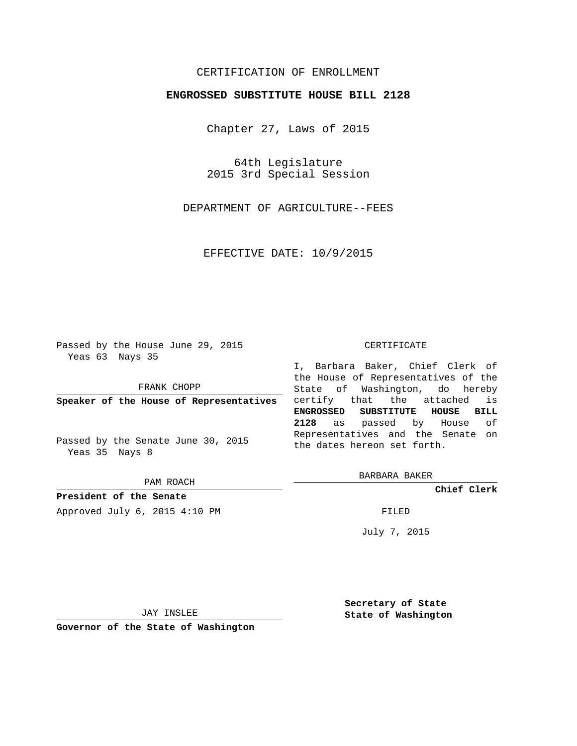CERTIFICATION OF ENROLLMENT

**ENGROSSED SUBSTITUTE HOUSE BILL 2128**

Chapter 27, Laws of 2015

64th Legislature
2015 3rd Special Session

DEPARTMENT OF AGRICULTURE--FEES

EFFECTIVE DATE: 10/9/2015

Passed by the House June 29, 2015
Yeas 63 Nays 35

FRANK CHOPP

**Speaker of the House of Representatives**

Passed by the Senate June 30, 2015
Yeas 35 Nays 8

PAM ROACH

**President of the Senate**

Approved July 6, 2015 4:10 PM

JAY INSLEE

**Governor of the State of Washington**

CERTIFICATE

I, Barbara Baker, Chief Clerk of the House of Representatives of the State of Washington, do hereby certify that the attached is **ENGROSSED SUBSTITUTE HOUSE BILL 2128** as passed by House of Representatives and the Senate on the dates hereon set forth.

BARBARA BAKER

**Chief Clerk**

FILED

July 7, 2015

**Secretary of State**
**State of Washington**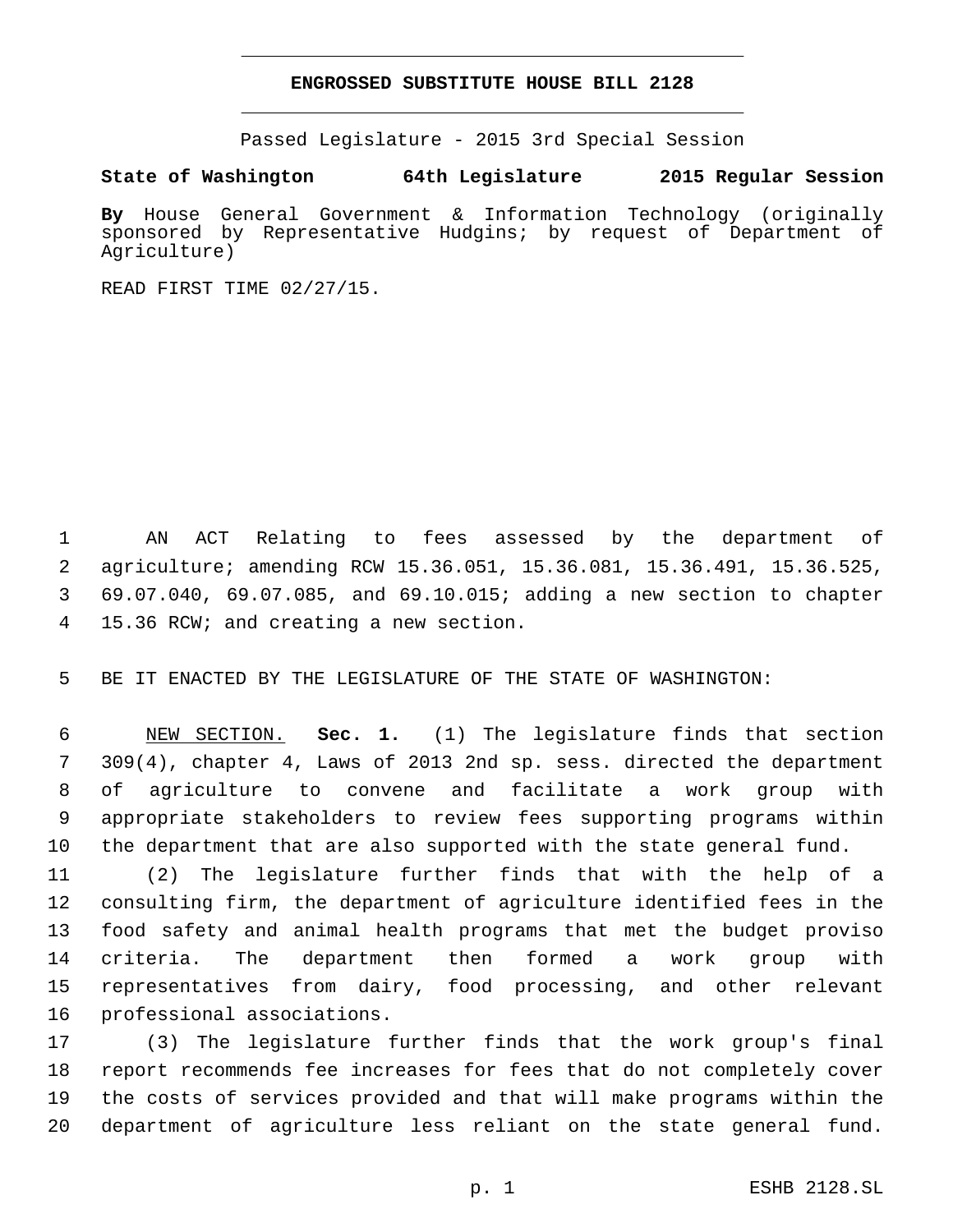# ENGROSSED SUBSTITUTE HOUSE BILL 2128

Passed Legislature - 2015 3rd Special Session

**State of Washington 64th Legislature 2015 Regular Session**

**By** House General Government & Information Technology (originally sponsored by Representative Hudgins; by request of Department of Agriculture)

READ FIRST TIME 02/27/15.

AN ACT Relating to fees assessed by the department of agriculture; amending RCW 15.36.051, 15.36.081, 15.36.491, 15.36.525, 69.07.040, 69.07.085, and 69.10.015; adding a new section to chapter 15.36 RCW; and creating a new section.

BE IT ENACTED BY THE LEGISLATURE OF THE STATE OF WASHINGTON:

NEW SECTION. **Sec. 1.** (1) The legislature finds that section 309(4), chapter 4, Laws of 2013 2nd sp. sess. directed the department of agriculture to convene and facilitate a work group with appropriate stakeholders to review fees supporting programs within the department that are also supported with the state general fund.

(2) The legislature further finds that with the help of a consulting firm, the department of agriculture identified fees in the food safety and animal health programs that met the budget proviso criteria. The department then formed a work group with representatives from dairy, food processing, and other relevant professional associations.

(3) The legislature further finds that the work group's final report recommends fee increases for fees that do not completely cover the costs of services provided and that will make programs within the department of agriculture less reliant on the state general fund.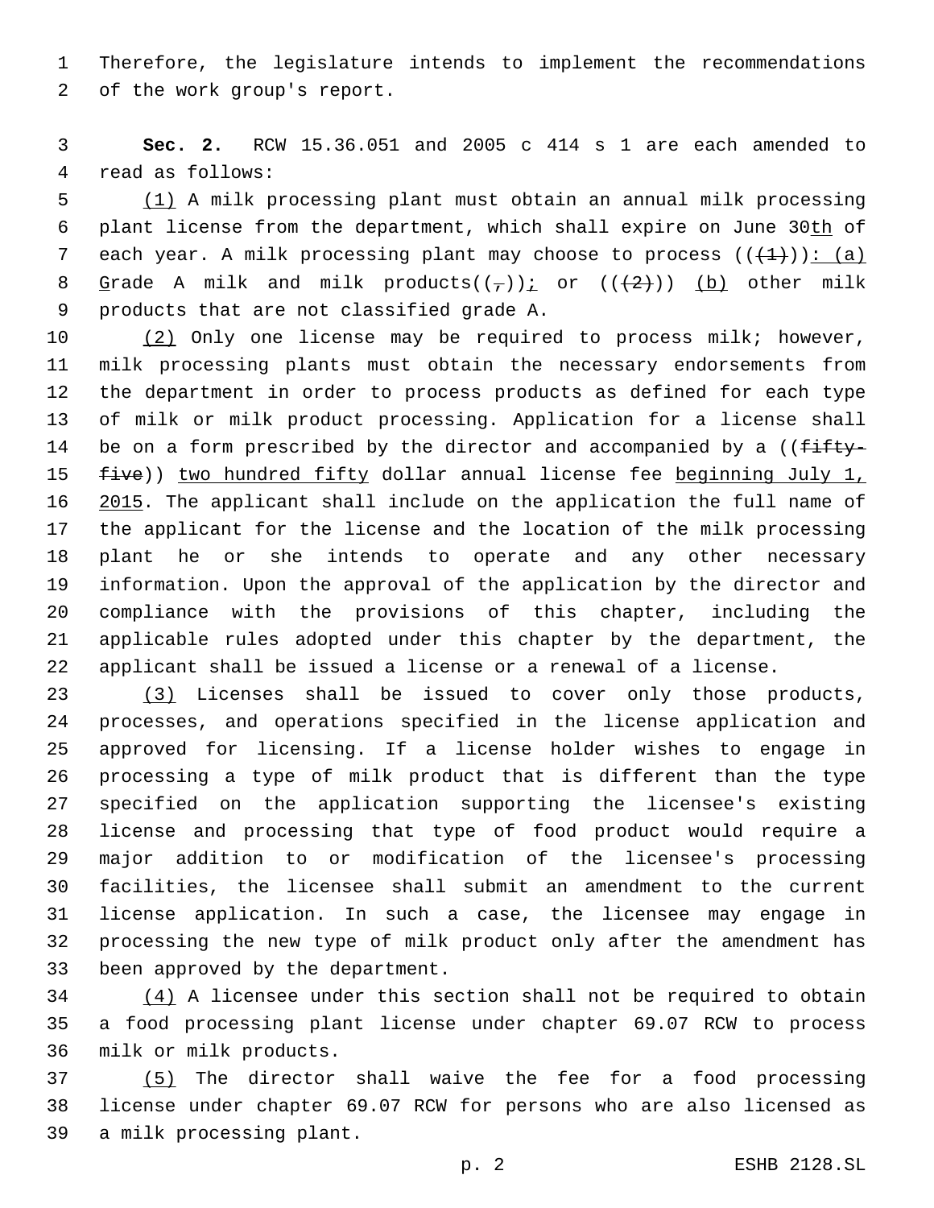Therefore, the legislature intends to implement the recommendations of the work group's report.

**Sec. 2.** RCW 15.36.051 and 2005 c 414 s 1 are each amended to read as follows:

(1) A milk processing plant must obtain an annual milk processing plant license from the department, which shall expire on June 30th of each year. A milk processing plant may choose to process (((1))): (a) Grade A milk and milk products((,)); or (((2))) (b) other milk products that are not classified grade A.

(2) Only one license may be required to process milk; however, milk processing plants must obtain the necessary endorsements from the department in order to process products as defined for each type of milk or milk product processing. Application for a license shall be on a form prescribed by the director and accompanied by a ((fifty-five)) two hundred fifty dollar annual license fee beginning July 1, 2015. The applicant shall include on the application the full name of the applicant for the license and the location of the milk processing plant he or she intends to operate and any other necessary information. Upon the approval of the application by the director and compliance with the provisions of this chapter, including the applicable rules adopted under this chapter by the department, the applicant shall be issued a license or a renewal of a license.

(3) Licenses shall be issued to cover only those products, processes, and operations specified in the license application and approved for licensing. If a license holder wishes to engage in processing a type of milk product that is different than the type specified on the application supporting the licensee's existing license and processing that type of food product would require a major addition to or modification of the licensee's processing facilities, the licensee shall submit an amendment to the current license application. In such a case, the licensee may engage in processing the new type of milk product only after the amendment has been approved by the department.

(4) A licensee under this section shall not be required to obtain a food processing plant license under chapter 69.07 RCW to process milk or milk products.

(5) The director shall waive the fee for a food processing license under chapter 69.07 RCW for persons who are also licensed as a milk processing plant.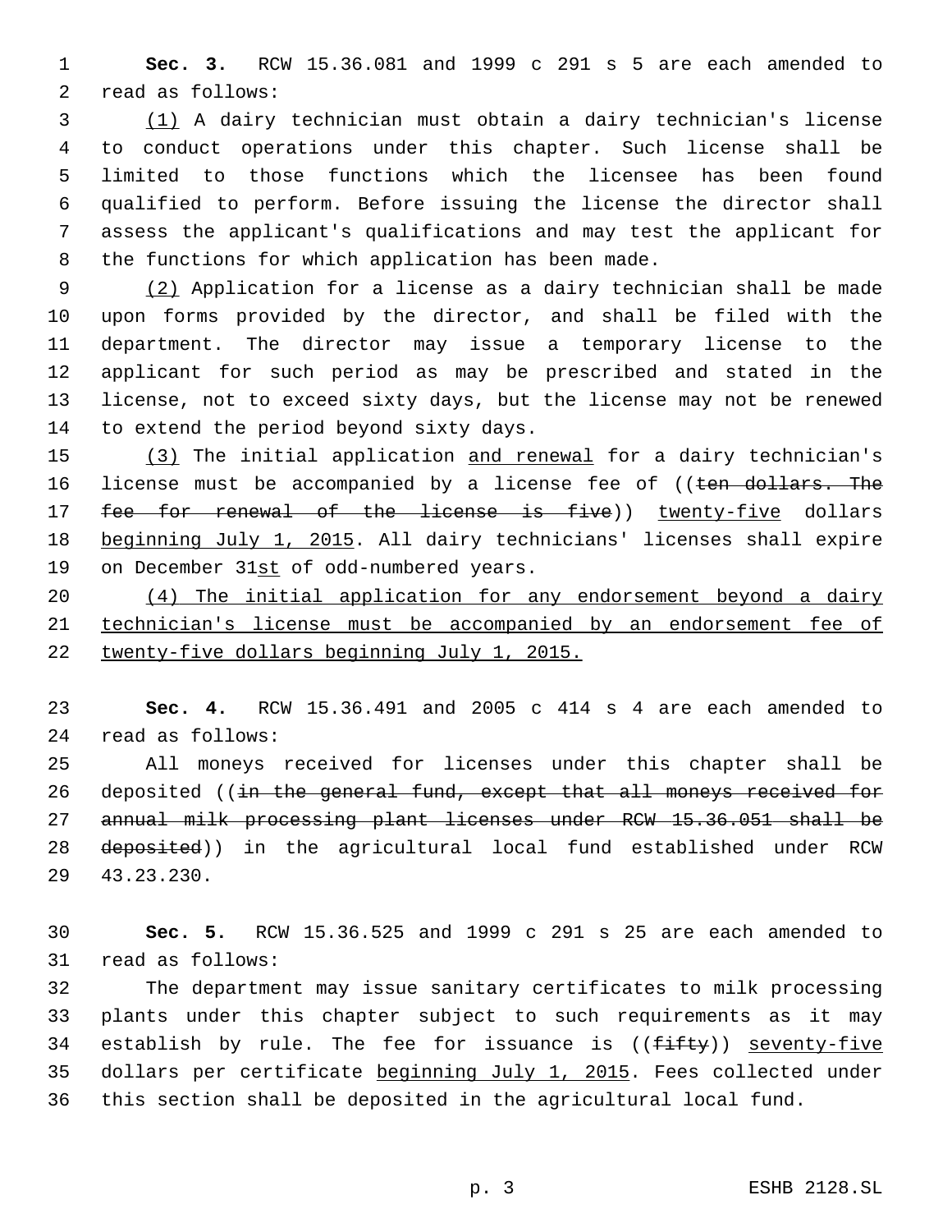**Sec. 3.** RCW 15.36.081 and 1999 c 291 s 5 are each amended to read as follows:

(1) A dairy technician must obtain a dairy technician's license to conduct operations under this chapter. Such license shall be limited to those functions which the licensee has been found qualified to perform. Before issuing the license the director shall assess the applicant's qualifications and may test the applicant for the functions for which application has been made.

(2) Application for a license as a dairy technician shall be made upon forms provided by the director, and shall be filed with the department. The director may issue a temporary license to the applicant for such period as may be prescribed and stated in the license, not to exceed sixty days, but the license may not be renewed to extend the period beyond sixty days.

(3) The initial application and renewal for a dairy technician's license must be accompanied by a license fee of ((~~ten dollars. The fee for renewal of the license is five~~)) twenty-five dollars beginning July 1, 2015. All dairy technicians' licenses shall expire on December 31st of odd-numbered years.

(4) The initial application for any endorsement beyond a dairy technician's license must be accompanied by an endorsement fee of twenty-five dollars beginning July 1, 2015.

**Sec. 4.** RCW 15.36.491 and 2005 c 414 s 4 are each amended to read as follows:

All moneys received for licenses under this chapter shall be deposited ((~~in the general fund, except that all moneys received for annual milk processing plant licenses under RCW 15.36.051 shall be deposited~~)) in the agricultural local fund established under RCW 43.23.230.

**Sec. 5.** RCW 15.36.525 and 1999 c 291 s 25 are each amended to read as follows:

The department may issue sanitary certificates to milk processing plants under this chapter subject to such requirements as it may establish by rule. The fee for issuance is ((~~fifty~~)) seventy-five dollars per certificate beginning July 1, 2015. Fees collected under this section shall be deposited in the agricultural local fund.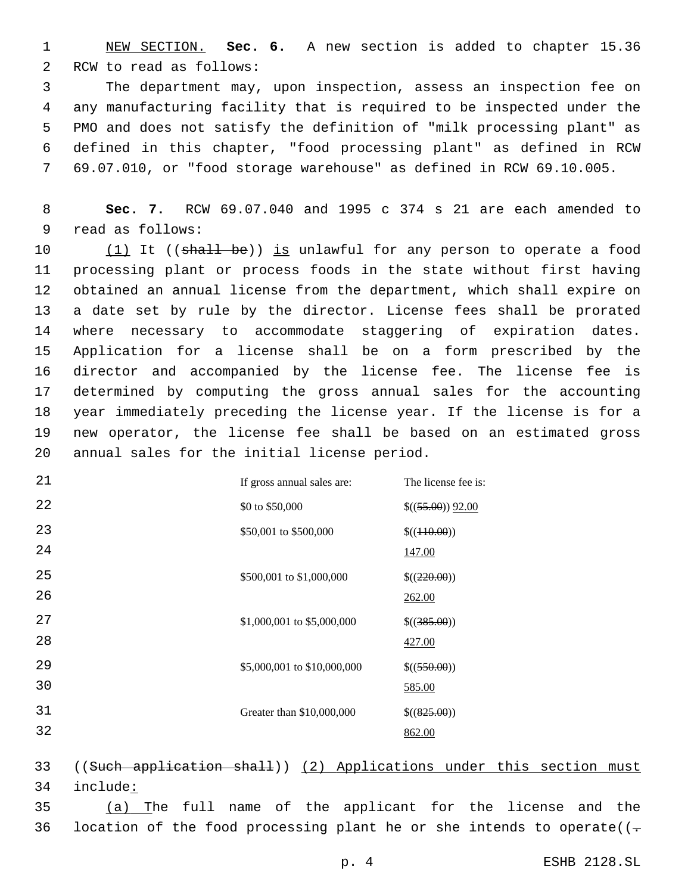NEW SECTION. **Sec. 6.** A new section is added to chapter 15.36 RCW to read as follows:

The department may, upon inspection, assess an inspection fee on any manufacturing facility that is required to be inspected under the PMO and does not satisfy the definition of "milk processing plant" as defined in this chapter, "food processing plant" as defined in RCW 69.07.010, or "food storage warehouse" as defined in RCW 69.10.005.

**Sec. 7.** RCW 69.07.040 and 1995 c 374 s 21 are each amended to read as follows:

(1) It ((shall be)) is unlawful for any person to operate a food processing plant or process foods in the state without first having obtained an annual license from the department, which shall expire on a date set by rule by the director. License fees shall be prorated where necessary to accommodate staggering of expiration dates. Application for a license shall be on a form prescribed by the director and accompanied by the license fee. The license fee is determined by computing the gross annual sales for the accounting year immediately preceding the license year. If the license is for a new operator, the license fee shall be based on an estimated gross annual sales for the initial license period.

| If gross annual sales are: | The license fee is: |
|---|---|
| $0 to $50,000 | $((55.00)) 92.00 |
| $50,001 to $500,000 | $((110.00)) 147.00 |
| $500,001 to $1,000,000 | $((220.00)) 262.00 |
| $1,000,001 to $5,000,000 | $((385.00)) 427.00 |
| $5,000,001 to $10,000,000 | $((550.00)) 585.00 |
| Greater than $10,000,000 | $((825.00)) 862.00 |

((Such application shall)) (2) Applications under this section must include:

(a) The full name of the applicant for the license and the location of the food processing plant he or she intends to operate((.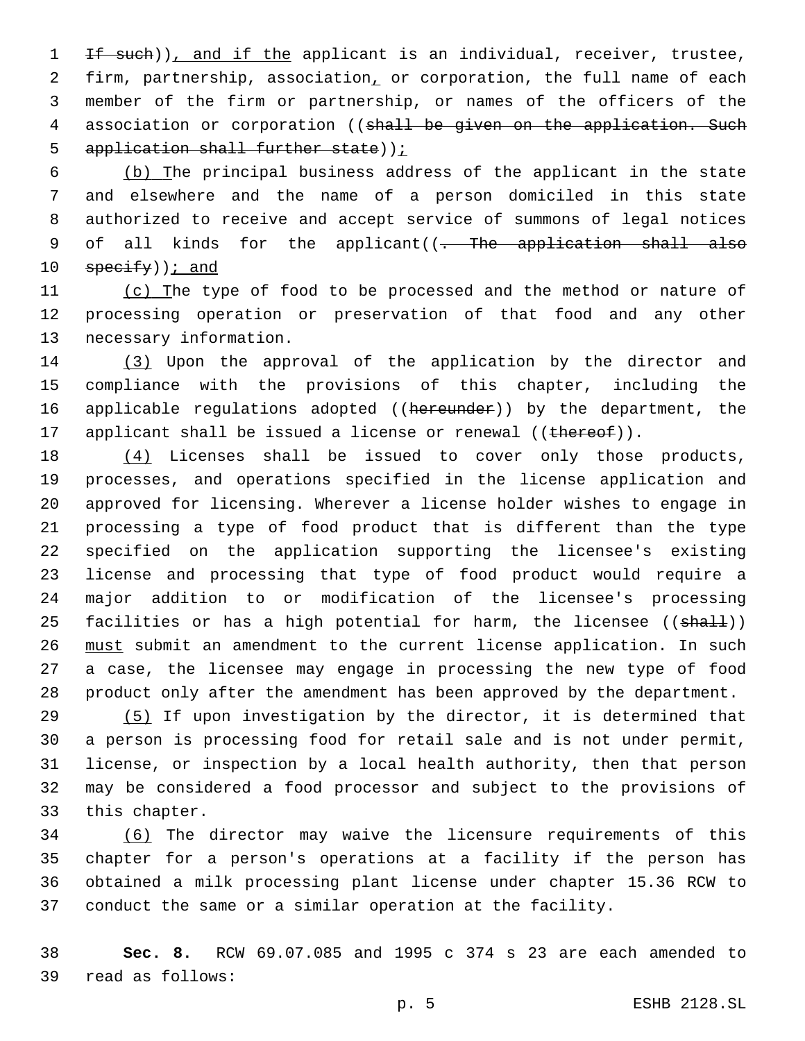~~If such~~)), and if the applicant is an individual, receiver, trustee, firm, partnership, association, or corporation, the full name of each member of the firm or partnership, or names of the officers of the association or corporation ((~~shall be given on the application. Such application shall further state~~));

(b) The principal business address of the applicant in the state and elsewhere and the name of a person domiciled in this state authorized to receive and accept service of summons of legal notices of all kinds for the applicant((~~. The application shall also specify~~)); and

(c) The type of food to be processed and the method or nature of processing operation or preservation of that food and any other necessary information.

(3) Upon the approval of the application by the director and compliance with the provisions of this chapter, including the applicable regulations adopted ((~~hereunder~~)) by the department, the applicant shall be issued a license or renewal ((~~thereof~~)).

(4) Licenses shall be issued to cover only those products, processes, and operations specified in the license application and approved for licensing. Wherever a license holder wishes to engage in processing a type of food product that is different than the type specified on the application supporting the licensee's existing license and processing that type of food product would require a major addition to or modification of the licensee's processing facilities or has a high potential for harm, the licensee ((~~shall~~)) must submit an amendment to the current license application. In such a case, the licensee may engage in processing the new type of food product only after the amendment has been approved by the department.

(5) If upon investigation by the director, it is determined that a person is processing food for retail sale and is not under permit, license, or inspection by a local health authority, then that person may be considered a food processor and subject to the provisions of this chapter.

(6) The director may waive the licensure requirements of this chapter for a person's operations at a facility if the person has obtained a milk processing plant license under chapter 15.36 RCW to conduct the same or a similar operation at the facility.

**Sec. 8.** RCW 69.07.085 and 1995 c 374 s 23 are each amended to read as follows: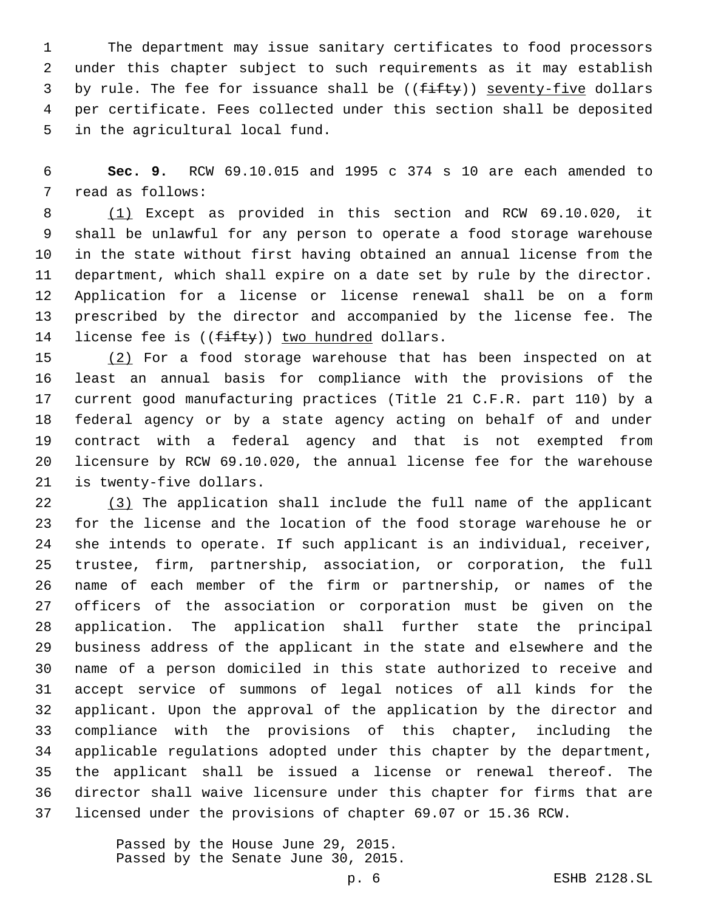The department may issue sanitary certificates to food processors under this chapter subject to such requirements as it may establish by rule. The fee for issuance shall be ((~~fifty~~)) <u>seventy-five</u> dollars per certificate. Fees collected under this section shall be deposited in the agricultural local fund.

**Sec. 9.** RCW 69.10.015 and 1995 c 374 s 10 are each amended to read as follows:

<u>(1)</u> Except as provided in this section and RCW 69.10.020, it shall be unlawful for any person to operate a food storage warehouse in the state without first having obtained an annual license from the department, which shall expire on a date set by rule by the director. Application for a license or license renewal shall be on a form prescribed by the director and accompanied by the license fee. The license fee is ((~~fifty~~)) <u>two hundred</u> dollars.

<u>(2)</u> For a food storage warehouse that has been inspected on at least an annual basis for compliance with the provisions of the current good manufacturing practices (Title 21 C.F.R. part 110) by a federal agency or by a state agency acting on behalf of and under contract with a federal agency and that is not exempted from licensure by RCW 69.10.020, the annual license fee for the warehouse is twenty-five dollars.

<u>(3)</u> The application shall include the full name of the applicant for the license and the location of the food storage warehouse he or she intends to operate. If such applicant is an individual, receiver, trustee, firm, partnership, association, or corporation, the full name of each member of the firm or partnership, or names of the officers of the association or corporation must be given on the application. The application shall further state the principal business address of the applicant in the state and elsewhere and the name of a person domiciled in this state authorized to receive and accept service of summons of legal notices of all kinds for the applicant. Upon the approval of the application by the director and compliance with the provisions of this chapter, including the applicable regulations adopted under this chapter by the department, the applicant shall be issued a license or renewal thereof. The director shall waive licensure under this chapter for firms that are licensed under the provisions of chapter 69.07 or 15.36 RCW.

Passed by the House June 29, 2015.
Passed by the Senate June 30, 2015.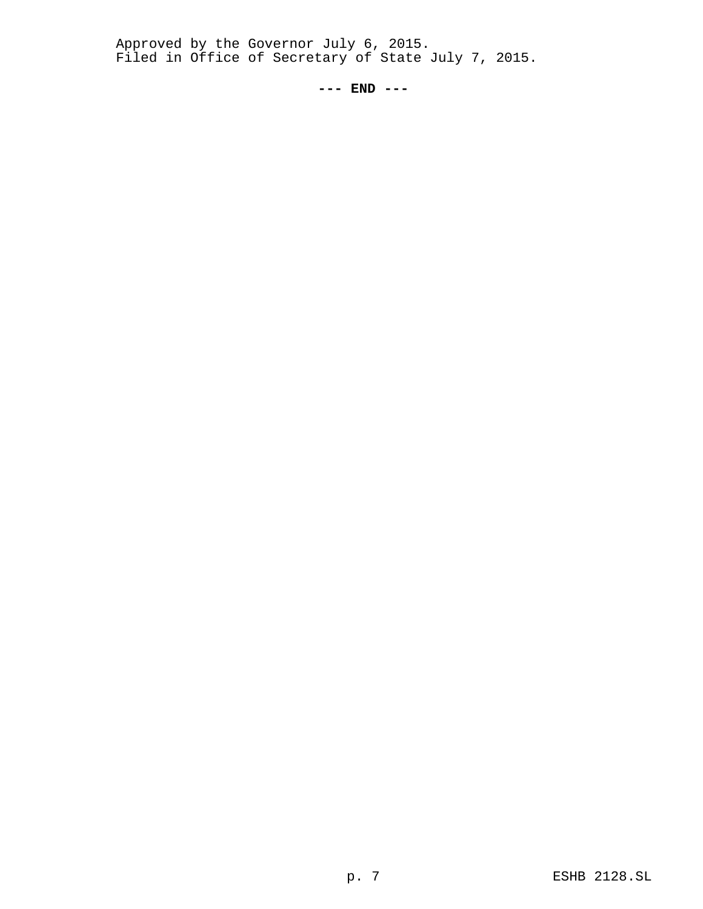Approved by the Governor July 6, 2015.
Filed in Office of Secretary of State July 7, 2015.

**--- END ---**